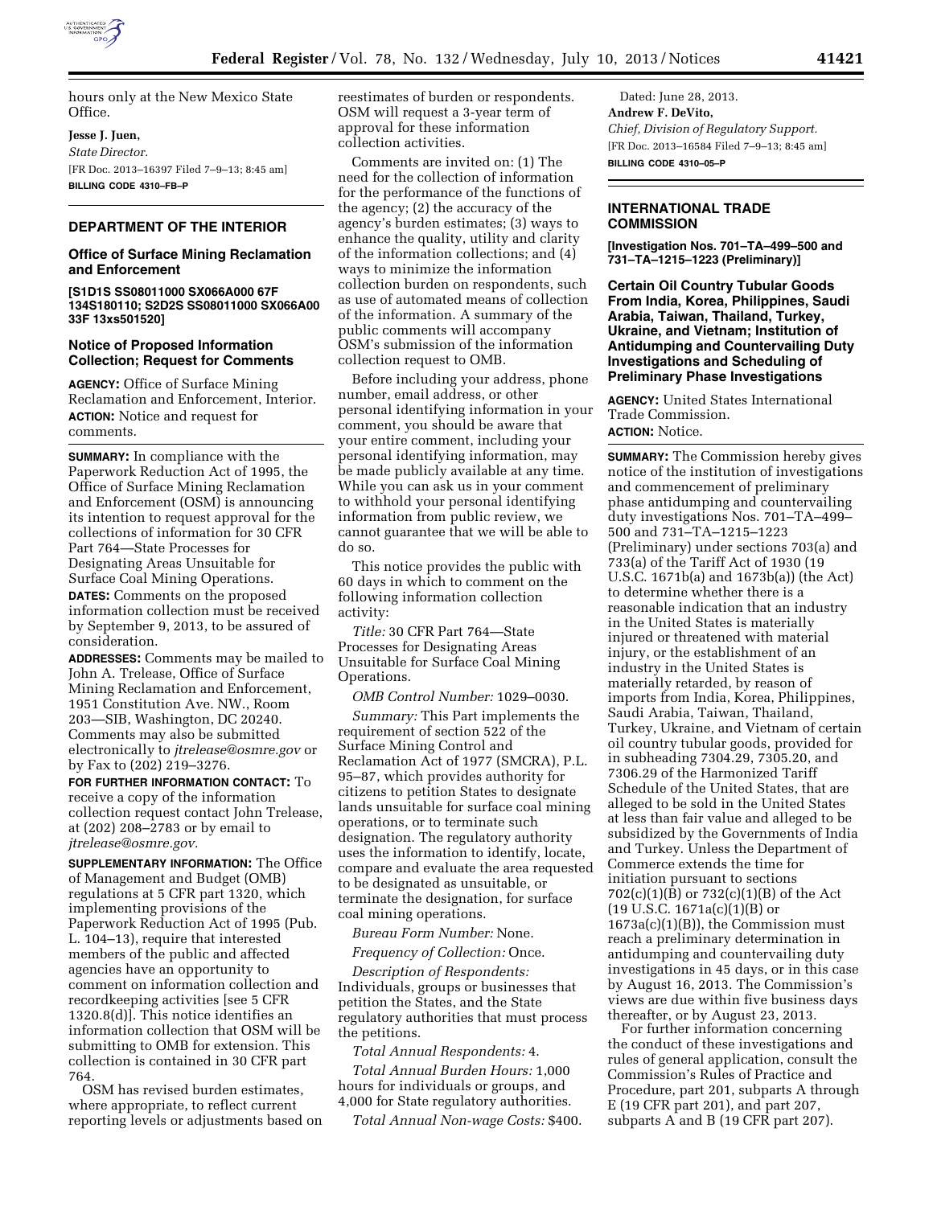hours only at the New Mexico State Office.

**Jesse J. Juen,**

*State Director.*

[FR Doc. 2013–16397 Filed 7–9–13; 8:45 am]

**BILLING CODE 4310–FB–P**

## DEPARTMENT OF THE INTERIOR

### Office of Surface Mining Reclamation and Enforcement

**[S1D1S SS08011000 SX066A000 67F 134S180110; S2D2S SS08011000 SX066A00 33F 13xs501520]**

### Notice of Proposed Information Collection; Request for Comments

**AGENCY:** Office of Surface Mining Reclamation and Enforcement, Interior.

**ACTION:** Notice and request for comments.

**SUMMARY:** In compliance with the Paperwork Reduction Act of 1995, the Office of Surface Mining Reclamation and Enforcement (OSM) is announcing its intention to request approval for the collections of information for 30 CFR Part 764—State Processes for Designating Areas Unsuitable for Surface Coal Mining Operations.

**DATES:** Comments on the proposed information collection must be received by September 9, 2013, to be assured of consideration.

**ADDRESSES:** Comments may be mailed to John A. Trelease, Office of Surface Mining Reclamation and Enforcement, 1951 Constitution Ave. NW., Room 203—SIB, Washington, DC 20240. Comments may also be submitted electronically to *jtrelease@osmre.gov* or by Fax to (202) 219–3276.

**FOR FURTHER INFORMATION CONTACT:** To receive a copy of the information collection request contact John Trelease, at (202) 208–2783 or by email to *jtrelease@osmre.gov.*

**SUPPLEMENTARY INFORMATION:** The Office of Management and Budget (OMB) regulations at 5 CFR part 1320, which implement provisions of the Paperwork Reduction Act of 1995 (Pub. L. 104–13), require that interested members of the public and affected agencies have an opportunity to comment on information collection and recordkeeping activities [see 5 CFR 1320.8(d)]. This notice identifies an information collection that OSM will be submitting to OMB for extension. This collection is contained in 30 CFR part 764.

OSM has revised burden estimates, where appropriate, to reflect current reporting levels or adjustments based on reestimates of burden or respondents. OSM will request a 3-year term of approval for these information collection activities.

Comments are invited on: (1) The need for the collection of information for the performance of the functions of the agency; (2) the accuracy of the agency's burden estimates; (3) ways to enhance the quality, utility and clarity of the information collections; and (4) ways to minimize the information collection burden on respondents, such as use of automated means of collection of the information. A summary of the public comments will accompany OSM's submission of the information collection request to OMB.

Before including your address, phone number, email address, or other personal identifying information in your comment, you should be aware that your entire comment, including your personal identifying information, may be made publicly available at any time. While you can ask us in your comment to withhold your personal identifying information from public review, we cannot guarantee that we will be able to do so.

This notice provides the public with 60 days in which to comment on the following information collection activity:

*Title:* 30 CFR Part 764—State Processes for Designating Areas Unsuitable for Surface Coal Mining Operations.

*OMB Control Number:* 1029–0030.

*Summary:* This Part implements the requirement of section 522 of the Surface Mining Control and Reclamation Act of 1977 (SMCRA), P.L. 95–87, which provides authority for citizens to petition States to designate lands unsuitable for surface coal mining operations, or to terminate such designation. The regulatory authority uses the information to identify, locate, compare and evaluate the area requested to be designated as unsuitable, or terminate the designation, for surface coal mining operations.

*Bureau Form Number:* None.

*Frequency of Collection:* Once.

*Description of Respondents:* Individuals, groups or businesses that petition the States, and the State regulatory authorities that must process the petitions.

*Total Annual Respondents:* 4.

*Total Annual Burden Hours:* 1,000 hours for individuals or groups, and 4,000 for State regulatory authorities.

*Total Annual Non-wage Costs:* $400.

Dated: June 28, 2013.

**Andrew F. DeVito,**

*Chief, Division of Regulatory Support.*

[FR Doc. 2013–16584 Filed 7–9–13; 8:45 am]

**BILLING CODE 4310–05–P**

## INTERNATIONAL TRADE COMMISSION

**[Investigation Nos. 701–TA–499–500 and 731–TA–1215–1223 (Preliminary)]**

### Certain Oil Country Tubular Goods From India, Korea, Philippines, Saudi Arabia, Taiwan, Thailand, Turkey, Ukraine, and Vietnam; Institution of Antidumping and Countervailing Duty Investigations and Scheduling of Preliminary Phase Investigations

**AGENCY:** United States International Trade Commission.

**ACTION:** Notice.

**SUMMARY:** The Commission hereby gives notice of the institution of investigations and commencement of preliminary phase antidumping and countervailing duty investigations Nos. 701–TA–499–500 and 731–TA–1215–1223 (Preliminary) under sections 703(a) and 733(a) of the Tariff Act of 1930 (19 U.S.C. 1671b(a) and 1673b(a)) (the Act) to determine whether there is a reasonable indication that an industry in the United States is materially injured or threatened with material injury, or the establishment of an industry in the United States is materially retarded, by reason of imports from India, Korea, Philippines, Saudi Arabia, Taiwan, Thailand, Turkey, Ukraine, and Vietnam of certain oil country tubular goods, provided for in subheading 7304.29, 7305.20, and 7306.29 of the Harmonized Tariff Schedule of the United States, that are alleged to be sold in the United States at less than fair value and alleged to be subsidized by the Governments of India and Turkey. Unless the Department of Commerce extends the time for initiation pursuant to sections 702(c)(1)(B) or 732(c)(1)(B) of the Act (19 U.S.C. 1671a(c)(1)(B) or 1673a(c)(1)(B)), the Commission must reach a preliminary determination in antidumping and countervailing duty investigations in 45 days, or in this case by August 16, 2013. The Commission's views are due within five business days thereafter, or by August 23, 2013.

For further information concerning the conduct of these investigations and rules of general application, consult the Commission's Rules of Practice and Procedure, part 201, subparts A through E (19 CFR part 201), and part 207, subparts A and B (19 CFR part 207).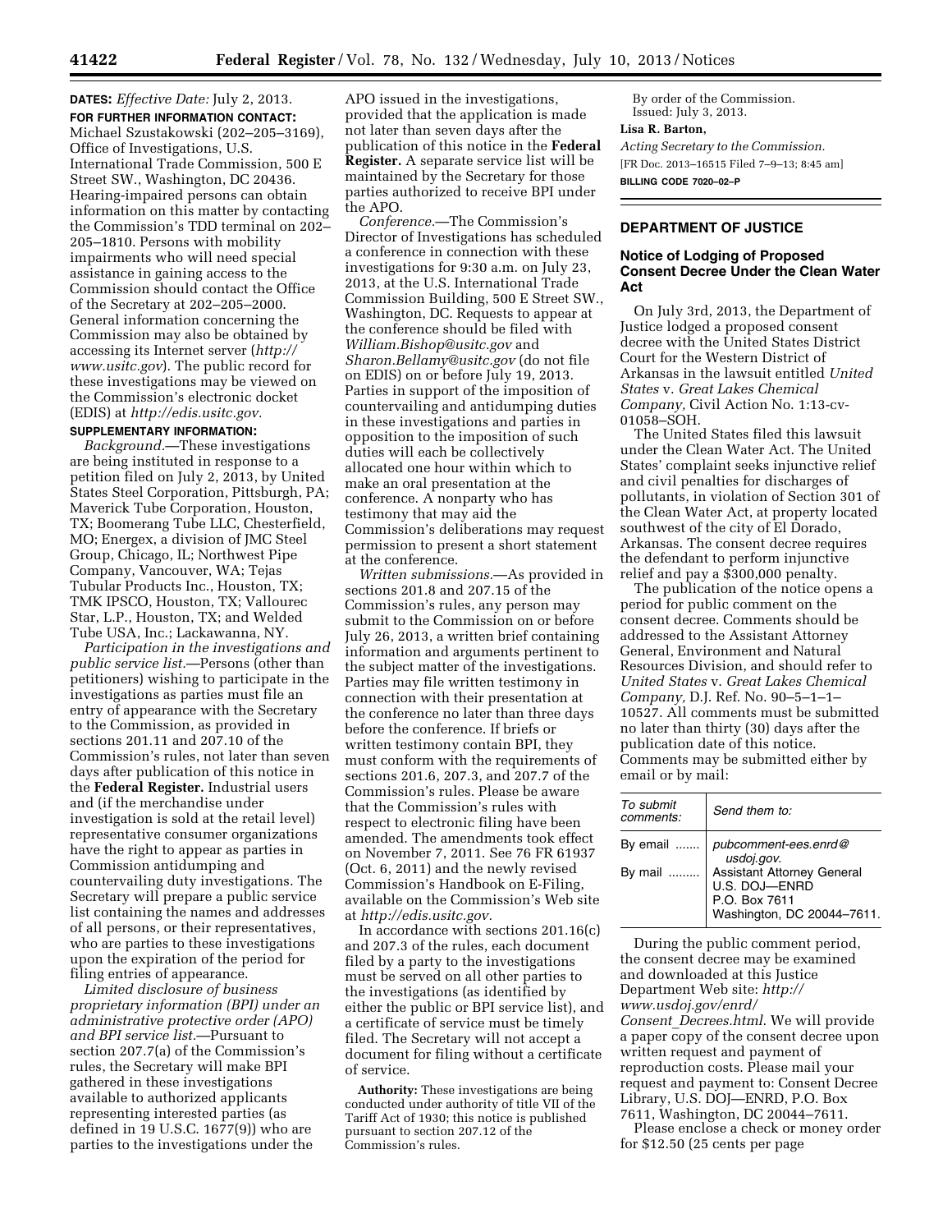**DATES:** *Effective Date:* July 2, 2013.

**FOR FURTHER INFORMATION CONTACT:** Michael Szustakowski (202–205–3169), Office of Investigations, U.S. International Trade Commission, 500 E Street SW., Washington, DC 20436. Hearing-impaired persons can obtain information on this matter by contacting the Commission's TDD terminal on 202–205–1810. Persons with mobility impairments who will need special assistance in gaining access to the Commission should contact the Office of the Secretary at 202–205–2000. General information concerning the Commission may also be obtained by accessing its Internet server (*http://www.usitc.gov*). The public record for these investigations may be viewed on the Commission's electronic docket (EDIS) at *http://edis.usitc.gov.*

**SUPPLEMENTARY INFORMATION:**

*Background.*—These investigations are being instituted in response to a petition filed on July 2, 2013, by United States Steel Corporation, Pittsburgh, PA; Maverick Tube Corporation, Houston, TX; Boomerang Tube LLC, Chesterfield, MO; Energex, a division of JMC Steel Group, Chicago, IL; Northwest Pipe Company, Vancouver, WA; Tejas Tubular Products Inc., Houston, TX; TMK IPSCO, Houston, TX; Vallourec Star, L.P., Houston, TX; and Welded Tube USA, Inc.; Lackawanna, NY.

*Participation in the investigations and public service list.*—Persons (other than petitioners) wishing to participate in the investigations as parties must file an entry of appearance with the Secretary to the Commission, as provided in sections 201.11 and 207.10 of the Commission's rules, not later than seven days after publication of this notice in the **Federal Register.** Industrial users and (if the merchandise under investigation is sold at the retail level) representative consumer organizations have the right to appear as parties in Commission antidumping and countervailing duty investigations. The Secretary will prepare a public service list containing the names and addresses of all persons, or their representatives, who are parties to these investigations upon the expiration of the period for filing entries of appearance.

*Limited disclosure of business proprietary information (BPI) under an administrative protective order (APO) and BPI service list.*—Pursuant to section 207.7(a) of the Commission's rules, the Secretary will make BPI gathered in these investigations available to authorized applicants representing interested parties (as defined in 19 U.S.C. 1677(9)) who are parties to the investigations under the APO issued in the investigations, provided that the application is made not later than seven days after the publication of this notice in the **Federal Register.** A separate service list will be maintained by the Secretary for those parties authorized to receive BPI under the APO.

*Conference.*—The Commission's Director of Investigations has scheduled a conference in connection with these investigations for 9:30 a.m. on July 23, 2013, at the U.S. International Trade Commission Building, 500 E Street SW., Washington, DC. Requests to appear at the conference should be filed with *William.Bishop@usitc.gov* and *Sharon.Bellamy@usitc.gov* (do not file on EDIS) on or before July 19, 2013. Parties in support of the imposition of countervailing and antidumping duties in these investigations and parties in opposition to the imposition of such duties will each be collectively allocated one hour within which to make an oral presentation at the conference. A nonparty who has testimony that may aid the Commission's deliberations may request permission to present a short statement at the conference.

*Written submissions.*—As provided in sections 201.8 and 207.15 of the Commission's rules, any person may submit to the Commission on or before July 26, 2013, a written brief containing information and arguments pertinent to the subject matter of the investigations. Parties may file written testimony in connection with their presentation at the conference no later than three days before the conference. If briefs or written testimony contain BPI, they must conform with the requirements of sections 201.6, 207.3, and 207.7 of the Commission's rules. Please be aware that the Commission's rules with respect to electronic filing have been amended. The amendments took effect on November 7, 2011. See 76 FR 61937 (Oct. 6, 2011) and the newly revised Commission's Handbook on E-Filing, available on the Commission's Web site at *http://edis.usitc.gov.*

In accordance with sections 201.16(c) and 207.3 of the rules, each document filed by a party to the investigations must be served on all other parties to the investigations (as identified by either the public or BPI service list), and a certificate of service must be timely filed. The Secretary will not accept a document for filing without a certificate of service.

**Authority:** These investigations are being conducted under authority of title VII of the Tariff Act of 1930; this notice is published pursuant to section 207.12 of the Commission's rules.

By order of the Commission.

Issued: July 3, 2013.

**Lisa R. Barton,**

*Acting Secretary to the Commission.*

[FR Doc. 2013–16515 Filed 7–9–13; 8:45 am]

**BILLING CODE 7020–02–P**

## DEPARTMENT OF JUSTICE

### Notice of Lodging of Proposed Consent Decree Under the Clean Water Act

On July 3rd, 2013, the Department of Justice lodged a proposed consent decree with the United States District Court for the Western District of Arkansas in the lawsuit entitled *United States* v. *Great Lakes Chemical Company,* Civil Action No. 1:13-cv-01058–SOH.

The United States filed this lawsuit under the Clean Water Act. The United States' complaint seeks injunctive relief and civil penalties for discharges of pollutants, in violation of Section 301 of the Clean Water Act, at property located southwest of the city of El Dorado, Arkansas. The consent decree requires the defendant to perform injunctive relief and pay a $300,000 penalty.

The publication of the notice opens a period for public comment on the consent decree. Comments should be addressed to the Assistant Attorney General, Environment and Natural Resources Division, and should refer to *United States* v. *Great Lakes Chemical Company,* D.J. Ref. No. 90–5–1–1–10527. All comments must be submitted no later than thirty (30) days after the publication date of this notice. Comments may be submitted either by email or by mail:

| *To submit comments:* | *Send them to:* |
|---|---|
| By email ....... | *pubcomment-ees.enrd@usdoj.gov.* |
| By mail ......... | Assistant Attorney General U.S. DOJ—ENRD P.O. Box 7611 Washington, DC 20044–7611. |

During the public comment period, the consent decree may be examined and downloaded at this Justice Department Web site: *http://www.usdoj.gov/enrd/Consent_Decrees.html.* We will provide a paper copy of the consent decree upon written request and payment of reproduction costs. Please mail your request and payment to: Consent Decree Library, U.S. DOJ—ENRD, P.O. Box 7611, Washington, DC 20044–7611.

Please enclose a check or money order for $12.50 (25 cents per page